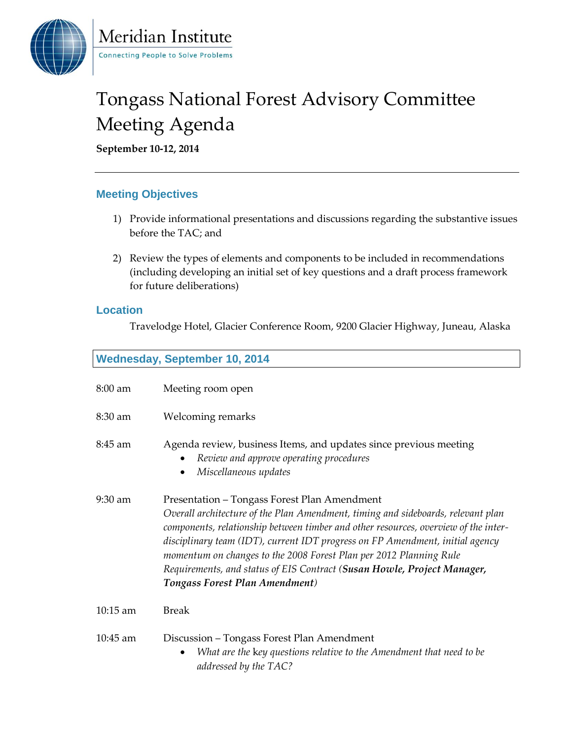Meridian Institute

Connecting People to Solve Problems

# Tongass National Forest Advisory Committee Meeting Agenda

**September 10-12, 2014**

---

## Meeting Objectives

1) Provide informational presentations and discussions regarding the substantive issues before the TAC; and

2) Review the types of elements and components to be included in recommendations (including developing an initial set of key questions and a draft process framework for future deliberations)

## Location

Travelodge Hotel, Glacier Conference Room, 9200 Glacier Highway, Juneau, Alaska

## Wednesday, September 10, 2014

8:00 am — Meeting room open

8:30 am — Welcoming remarks

8:45 am — Agenda review, business Items, and updates since previous meeting

- *Review and approve operating procedures*
- *Miscellaneous updates*

9:30 am — Presentation – Tongass Forest Plan Amendment

*Overall architecture of the Plan Amendment, timing and sideboards, relevant plan components, relationship between timber and other resources, overview of the inter-disciplinary team (IDT), current IDT progress on FP Amendment, initial agency momentum on changes to the 2008 Forest Plan per 2012 Planning Rule Requirements, and status of EIS Contract (**Susan Howle, Project Manager, Tongass Forest Plan Amendment**)*

10:15 am — Break

10:45 am — Discussion – Tongass Forest Plan Amendment

- *What are the key questions relative to the Amendment that need to be addressed by the TAC?*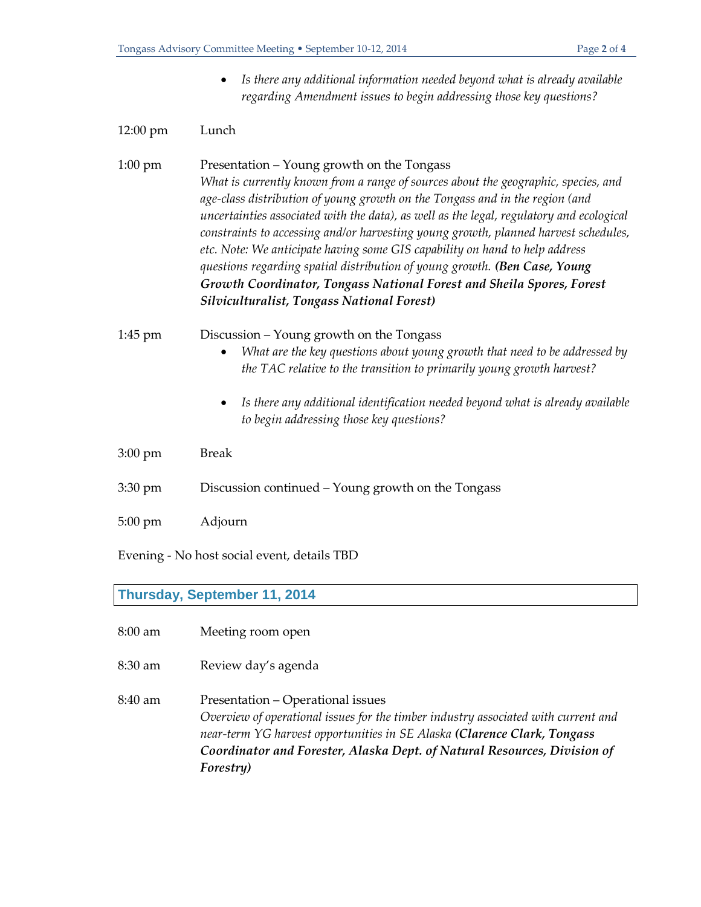- *Is there any additional information needed beyond what is already available regarding Amendment issues to begin addressing those key questions?*

12:00 pm Lunch

1:00 pm Presentation – Young growth on the Tongass
*What is currently known from a range of sources about the geographic, species, and age-class distribution of young growth on the Tongass and in the region (and uncertainties associated with the data), as well as the legal, regulatory and ecological constraints to accessing and/or harvesting young growth, planned harvest schedules, etc. Note: We anticipate having some GIS capability on hand to help address questions regarding spatial distribution of young growth.* ***(Ben Case, Young Growth Coordinator, Tongass National Forest and Sheila Spores, Forest Silviculturalist, Tongass National Forest)***

1:45 pm Discussion – Young growth on the Tongass

- *What are the key questions about young growth that need to be addressed by the TAC relative to the transition to primarily young growth harvest?*
- *Is there any additional identification needed beyond what is already available to begin addressing those key questions?*

3:00 pm Break

3:30 pm Discussion continued – Young growth on the Tongass

5:00 pm Adjourn

Evening - No host social event, details TBD

## Thursday, September 11, 2014

8:00 am Meeting room open

8:30 am Review day's agenda

8:40 am Presentation – Operational issues
*Overview of operational issues for the timber industry associated with current and near-term YG harvest opportunities in SE Alaska* ***(Clarence Clark, Tongass Coordinator and Forester, Alaska Dept. of Natural Resources, Division of Forestry)***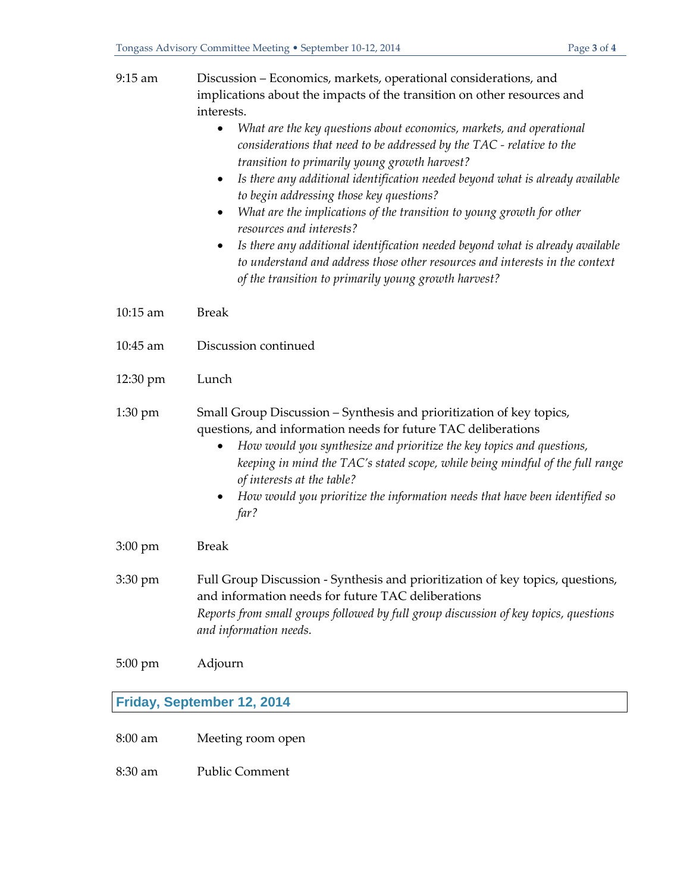9:15 am Discussion – Economics, markets, operational considerations, and implications about the impacts of the transition on other resources and interests.

- *What are the key questions about economics, markets, and operational considerations that need to be addressed by the TAC - relative to the transition to primarily young growth harvest?*
- *Is there any additional identification needed beyond what is already available to begin addressing those key questions?*
- *What are the implications of the transition to young growth for other resources and interests?*
- *Is there any additional identification needed beyond what is already available to understand and address those other resources and interests in the context of the transition to primarily young growth harvest?*

10:15 am Break

10:45 am Discussion continued

12:30 pm Lunch

1:30 pm Small Group Discussion – Synthesis and prioritization of key topics, questions, and information needs for future TAC deliberations

- *How would you synthesize and prioritize the key topics and questions, keeping in mind the TAC's stated scope, while being mindful of the full range of interests at the table?*
- *How would you prioritize the information needs that have been identified so far?*

3:00 pm Break

3:30 pm Full Group Discussion - Synthesis and prioritization of key topics, questions, and information needs for future TAC deliberations

*Reports from small groups followed by full group discussion of key topics, questions and information needs.*

5:00 pm Adjourn

## Friday, September 12, 2014

8:00 am Meeting room open

8:30 am Public Comment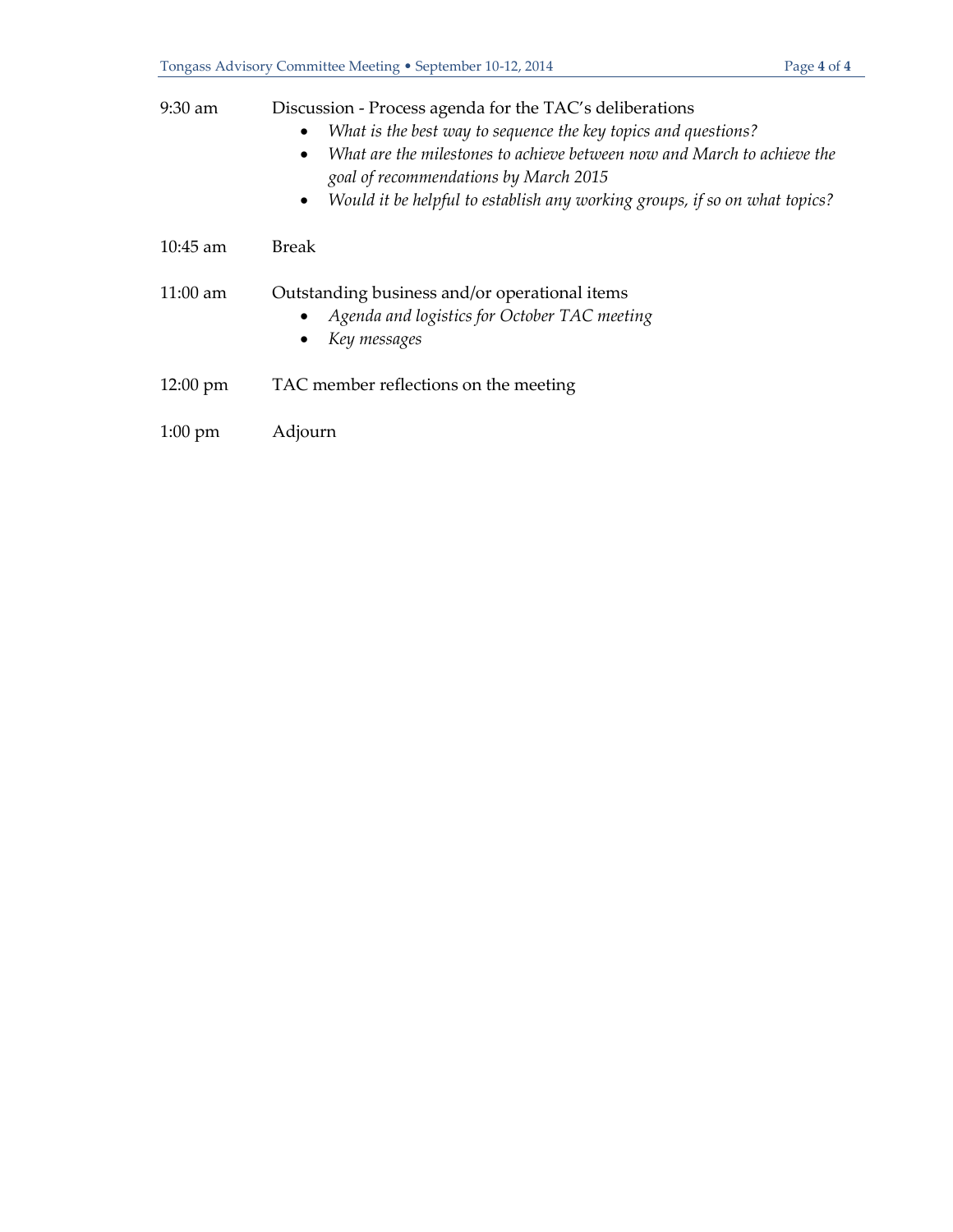9:30 am Discussion - Process agenda for the TAC's deliberations

- *What is the best way to sequence the key topics and questions?*
- *What are the milestones to achieve between now and March to achieve the goal of recommendations by March 2015*
- *Would it be helpful to establish any working groups, if so on what topics?*

10:45 am Break

11:00 am Outstanding business and/or operational items

- *Agenda and logistics for October TAC meeting*
- *Key messages*

12:00 pm TAC member reflections on the meeting

1:00 pm Adjourn